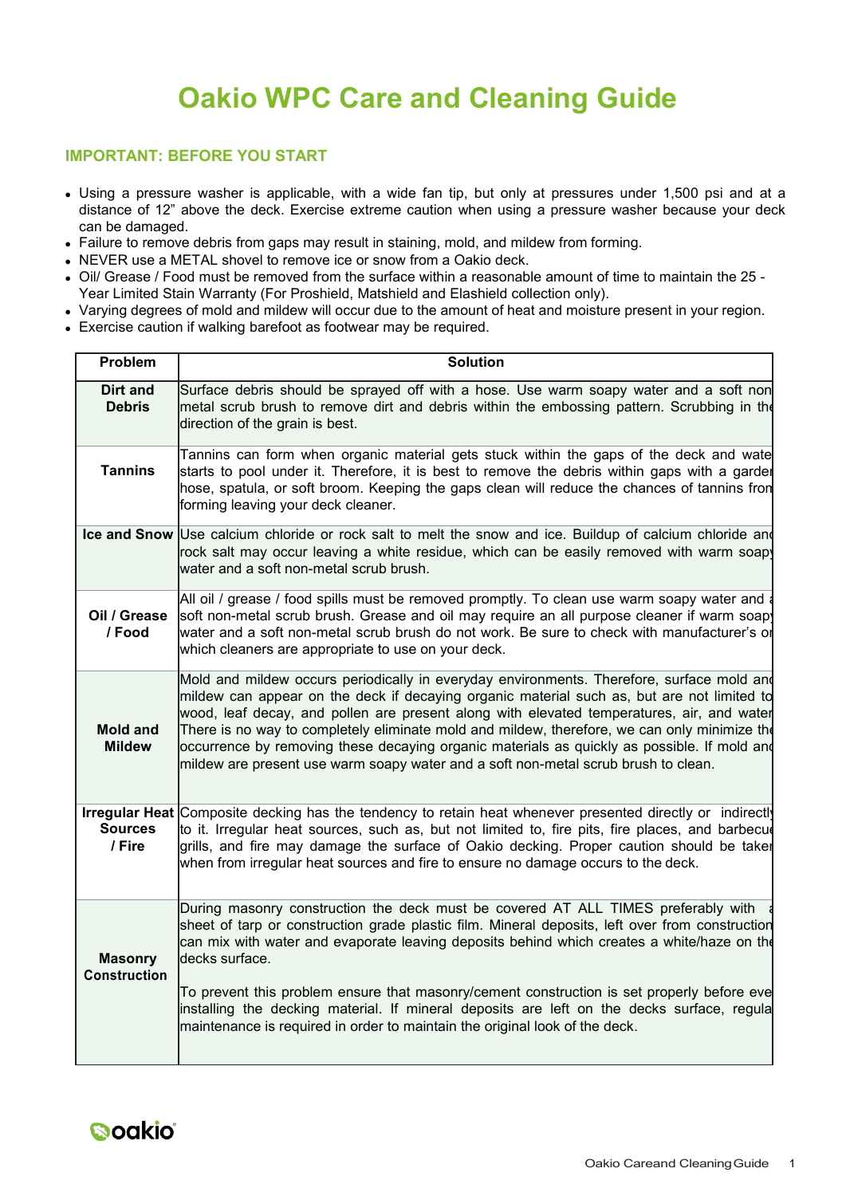# Oakio WPC Care and Cleaning Guide

### IMPORTANT: BEFORE YOU START

- Using a pressure washer is applicable, with a wide fan tip, but only at pressures under 1,500 psi and at a distance of 12" above the deck. Exercise extreme caution when using a pressure washer because your deck can be damaged.
- Failure to remove debris from gaps may result in staining, mold, and mildew from forming.
- NEVER use a METAL shovel to remove ice or snow from a Oakio deck.
- Oil/ Grease / Food must be removed from the surface within a reasonable amount of time to maintain the 25 - Year Limited Stain Warranty (For Proshield, Matshield and Elashield collection only).
- Varying degrees of mold and mildew will occur due to the amount of heat and moisture present in your region.
- Exercise caution if walking barefoot as footwear may be required.

| Problem | Solution |
|---|---|
| **Dirt and Debris** | Surface debris should be sprayed off with a hose. Use warm soapy water and a soft non metal scrub brush to remove dirt and debris within the embossing pattern. Scrubbing in the direction of the grain is best. |
| **Tannins** | Tannins can form when organic material gets stuck within the gaps of the deck and water starts to pool under it. Therefore, it is best to remove the debris within gaps with a garden hose, spatula, or soft broom. Keeping the gaps clean will reduce the chances of tannins from forming leaving your deck cleaner. |
| **Ice and Snow** | Use calcium chloride or rock salt to melt the snow and ice. Buildup of calcium chloride and rock salt may occur leaving a white residue, which can be easily removed with warm soapy water and a soft non-metal scrub brush. |
| **Oil / Grease / Food** | All oil / grease / food spills must be removed promptly. To clean use warm soapy water and a soft non-metal scrub brush. Grease and oil may require an all purpose cleaner if warm soapy water and a soft non-metal scrub brush do not work. Be sure to check with manufacturer's on which cleaners are appropriate to use on your deck. |
| **Mold and Mildew** | Mold and mildew occurs periodically in everyday environments. Therefore, surface mold and mildew can appear on the deck if decaying organic material such as, but are not limited to wood, leaf decay, and pollen are present along with elevated temperatures, air, and water. There is no way to completely eliminate mold and mildew, therefore, we can only minimize the occurrence by removing these decaying organic materials as quickly as possible. If mold and mildew are present use warm soapy water and a soft non-metal scrub brush to clean. |
| **Irregular Heat Sources / Fire** | Composite decking has the tendency to retain heat whenever presented directly or indirectly to it. Irregular heat sources, such as, but not limited to, fire pits, fire places, and barbecue grills, and fire may damage the surface of Oakio decking. Proper caution should be taken when from irregular heat sources and fire to ensure no damage occurs to the deck. |
| **Masonry Construction** | During masonry construction the deck must be covered AT ALL TIMES preferably with a sheet of tarp or construction grade plastic film. Mineral deposits, left over from construction can mix with water and evaporate leaving deposits behind which creates a white/haze on the decks surface.<br><br>To prevent this problem ensure that masonry/cement construction is set properly before ever installing the decking material. If mineral deposits are left on the decks surface, regular maintenance is required in order to maintain the original look of the deck. |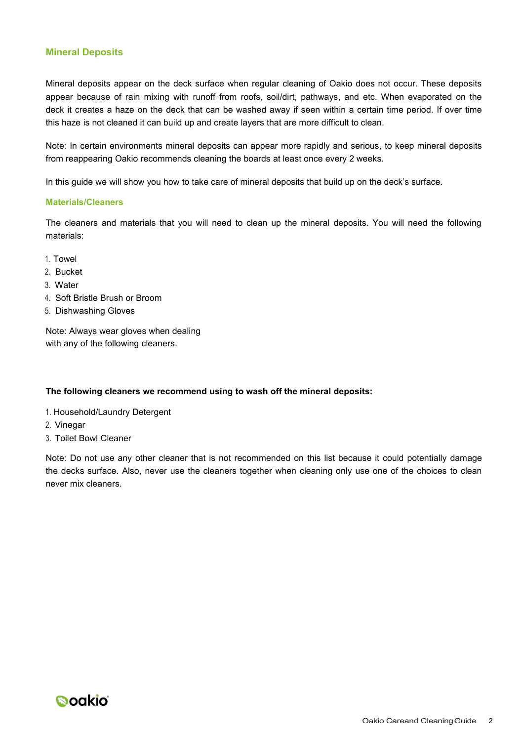## Mineral Deposits

Mineral deposits appear on the deck surface when regular cleaning of Oakio does not occur. These deposits appear because of rain mixing with runoff from roofs, soil/dirt, pathways, and etc. When evaporated on the deck it creates a haze on the deck that can be washed away if seen within a certain time period. If over time this haze is not cleaned it can build up and create layers that are more difficult to clean.

Note: In certain environments mineral deposits can appear more rapidly and serious, to keep mineral deposits from reappearing Oakio recommends cleaning the boards at least once every 2 weeks.

In this guide we will show you how to take care of mineral deposits that build up on the deck's surface.

### Materials/Cleaners

The cleaners and materials that you will need to clean up the mineral deposits. You will need the following materials:

1. Towel
2. Bucket
3. Water
4. Soft Bristle Brush or Broom
5. Dishwashing Gloves

Note: Always wear gloves when dealing with any of the following cleaners.

**The following cleaners we recommend using to wash off the mineral deposits:**

1. Household/Laundry Detergent
2. Vinegar
3. Toilet Bowl Cleaner

Note: Do not use any other cleaner that is not recommended on this list because it could potentially damage the decks surface. Also, never use the cleaners together when cleaning only use one of the choices to clean never mix cleaners.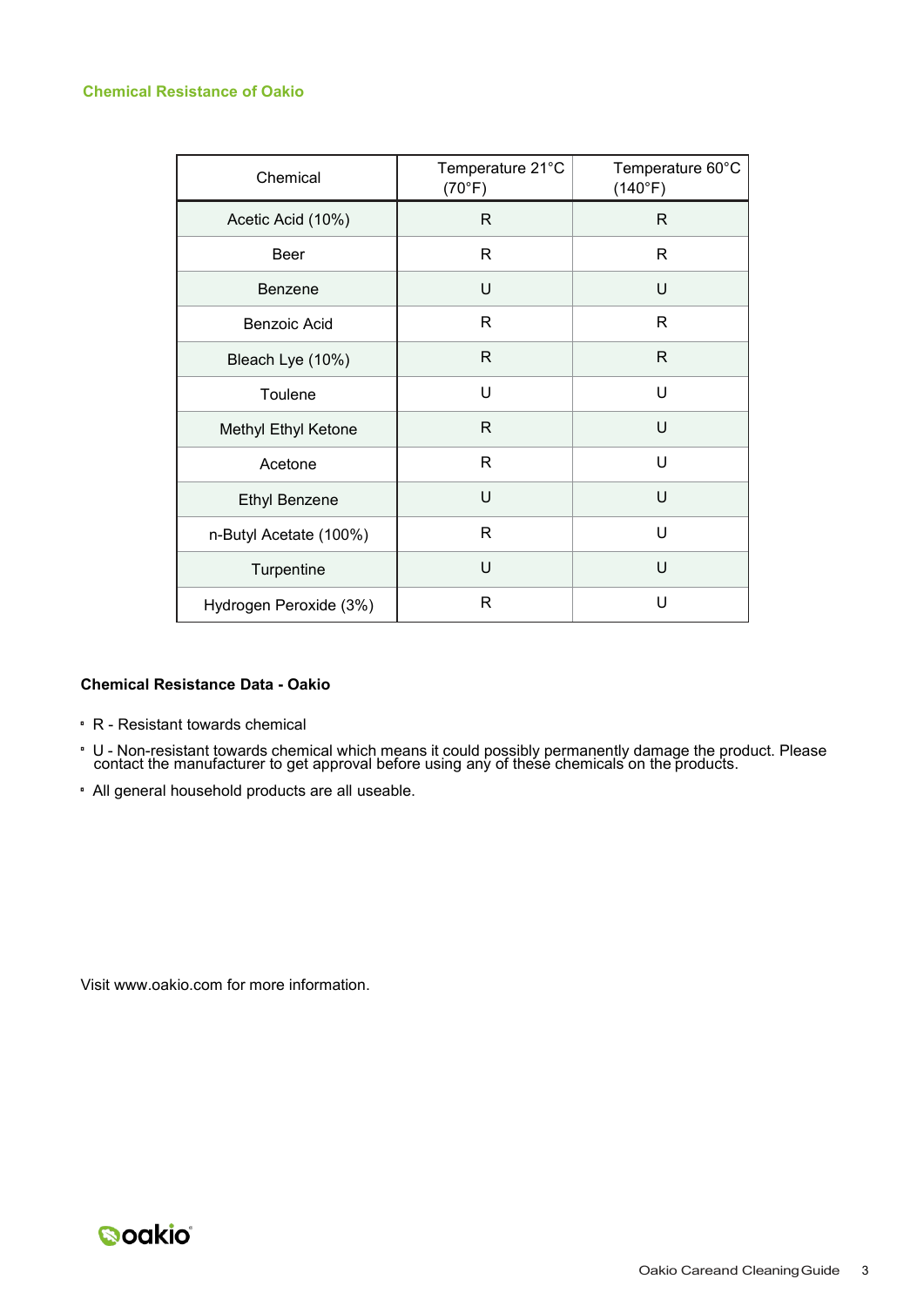## Chemical Resistance of Oakio

| Chemical | Temperature 21°C (70°F) | Temperature 60°C (140°F) |
|---|---|---|
| Acetic Acid (10%) | R | R |
| Beer | R | R |
| Benzene | U | U |
| Benzoic Acid | R | R |
| Bleach Lye (10%) | R | R |
| Toulene | U | U |
| Methyl Ethyl Ketone | R | U |
| Acetone | R | U |
| Ethyl Benzene | U | U |
| n-Butyl Acetate (100%) | R | U |
| Turpentine | U | U |
| Hydrogen Peroxide (3%) | R | U |

**Chemical Resistance Data - Oakio**

- R - Resistant towards chemical
- U - Non-resistant towards chemical which means it could possibly permanently damage the product. Please contact the manufacturer to get approval before using any of these chemicals on the products.
- All general household products are all useable.

Visit www.oakio.com for more information.